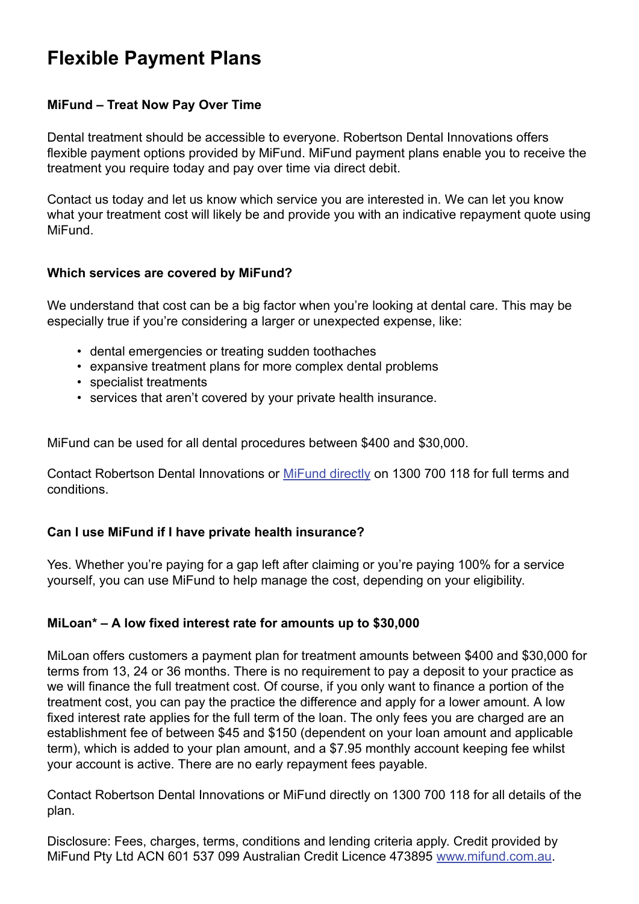# Flexible Payment Plans

### MiFund – Treat Now Pay Over Time

Dental treatment should be accessible to everyone. Robertson Dental Innovations offers flexible payment options provided by MiFund. MiFund payment plans enable you to receive the treatment you require today and pay over time via direct debit.

Contact us today and let us know which service you are interested in. We can let you know what your treatment cost will likely be and provide you with an indicative repayment quote using MiFund.

### Which services are covered by MiFund?

We understand that cost can be a big factor when you're looking at dental care. This may be especially true if you're considering a larger or unexpected expense, like:

- dental emergencies or treating sudden toothaches
- expansive treatment plans for more complex dental problems
- specialist treatments
- services that aren't covered by your private health insurance.

MiFund can be used for all dental procedures between $400 and $30,000.

Contact Robertson Dental Innovations or [MiFund directly](#) on 1300 700 118 for full terms and conditions.

### Can I use MiFund if I have private health insurance?

Yes. Whether you're paying for a gap left after claiming or you're paying 100% for a service yourself, you can use MiFund to help manage the cost, depending on your eligibility.

### MiLoan* – A low fixed interest rate for amounts up to $30,000

MiLoan offers customers a payment plan for treatment amounts between $400 and $30,000 for terms from 13, 24 or 36 months. There is no requirement to pay a deposit to your practice as we will finance the full treatment cost. Of course, if you only want to finance a portion of the treatment cost, you can pay the practice the difference and apply for a lower amount. A low fixed interest rate applies for the full term of the loan. The only fees you are charged are an establishment fee of between $45 and $150 (dependent on your loan amount and applicable term), which is added to your plan amount, and a $7.95 monthly account keeping fee whilst your account is active. There are no early repayment fees payable.

Contact Robertson Dental Innovations or MiFund directly on 1300 700 118 for all details of the plan.

Disclosure: Fees, charges, terms, conditions and lending criteria apply. Credit provided by MiFund Pty Ltd ACN 601 537 099 Australian Credit Licence 473895 [www.mifund.com.au](http://www.mifund.com.au).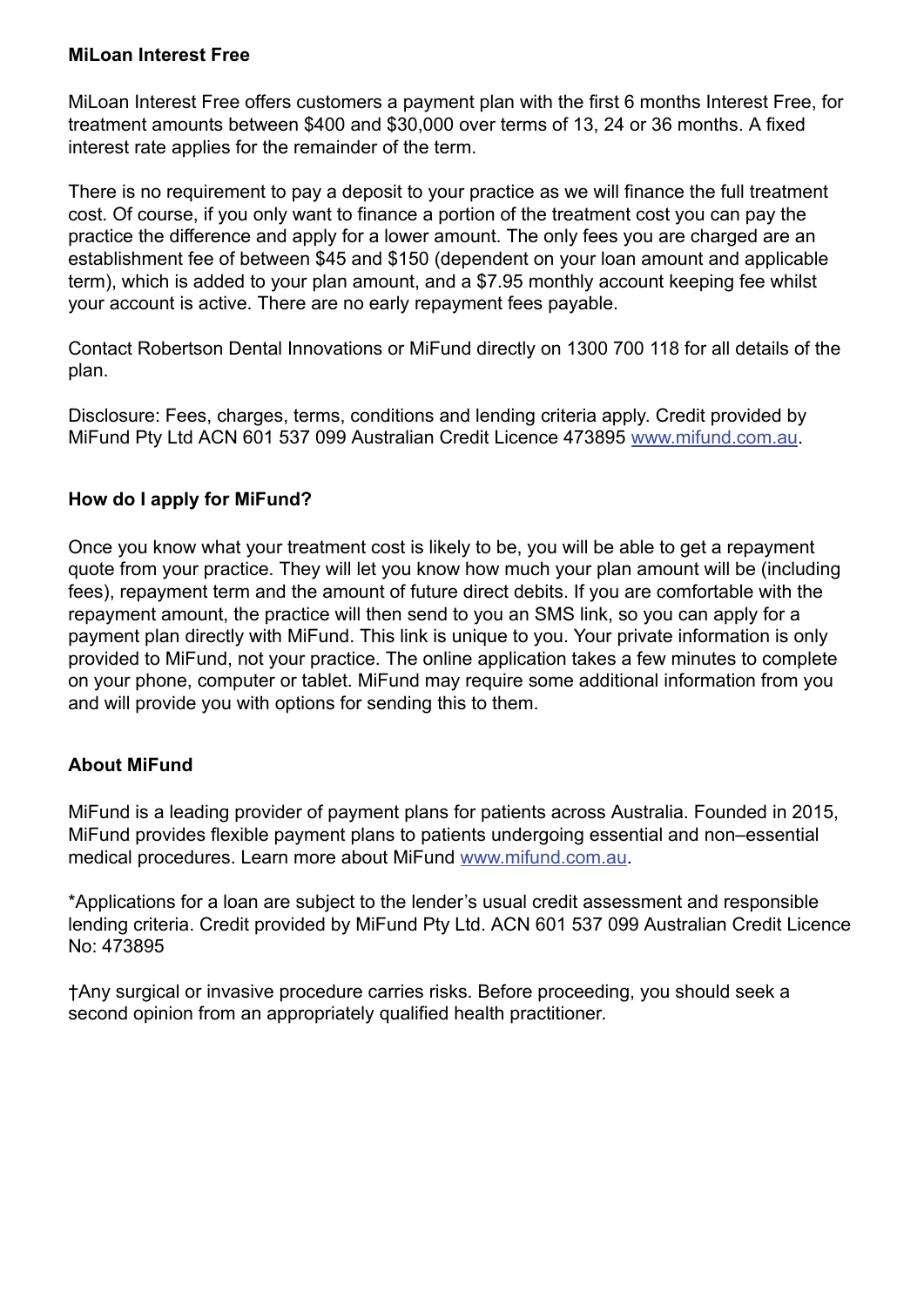**MiLoan Interest Free**

MiLoan Interest Free offers customers a payment plan with the first 6 months Interest Free, for treatment amounts between $400 and $30,000 over terms of 13, 24 or 36 months. A fixed interest rate applies for the remainder of the term.

There is no requirement to pay a deposit to your practice as we will finance the full treatment cost. Of course, if you only want to finance a portion of the treatment cost you can pay the practice the difference and apply for a lower amount. The only fees you are charged are an establishment fee of between $45 and $150 (dependent on your loan amount and applicable term), which is added to your plan amount, and a $7.95 monthly account keeping fee whilst your account is active. There are no early repayment fees payable.

Contact Robertson Dental Innovations or MiFund directly on 1300 700 118 for all details of the plan.

Disclosure: Fees, charges, terms, conditions and lending criteria apply. Credit provided by MiFund Pty Ltd ACN 601 537 099 Australian Credit Licence 473895 www.mifund.com.au.

**How do I apply for MiFund?**

Once you know what your treatment cost is likely to be, you will be able to get a repayment quote from your practice. They will let you know how much your plan amount will be (including fees), repayment term and the amount of future direct debits. If you are comfortable with the repayment amount, the practice will then send to you an SMS link, so you can apply for a payment plan directly with MiFund. This link is unique to you. Your private information is only provided to MiFund, not your practice. The online application takes a few minutes to complete on your phone, computer or tablet. MiFund may require some additional information from you and will provide you with options for sending this to them.

**About MiFund**

MiFund is a leading provider of payment plans for patients across Australia. Founded in 2015, MiFund provides flexible payment plans to patients undergoing essential and non–essential medical procedures. Learn more about MiFund www.mifund.com.au.

*Applications for a loan are subject to the lender's usual credit assessment and responsible lending criteria. Credit provided by MiFund Pty Ltd. ACN 601 537 099 Australian Credit Licence No: 473895

†Any surgical or invasive procedure carries risks. Before proceeding, you should seek a second opinion from an appropriately qualified health practitioner.